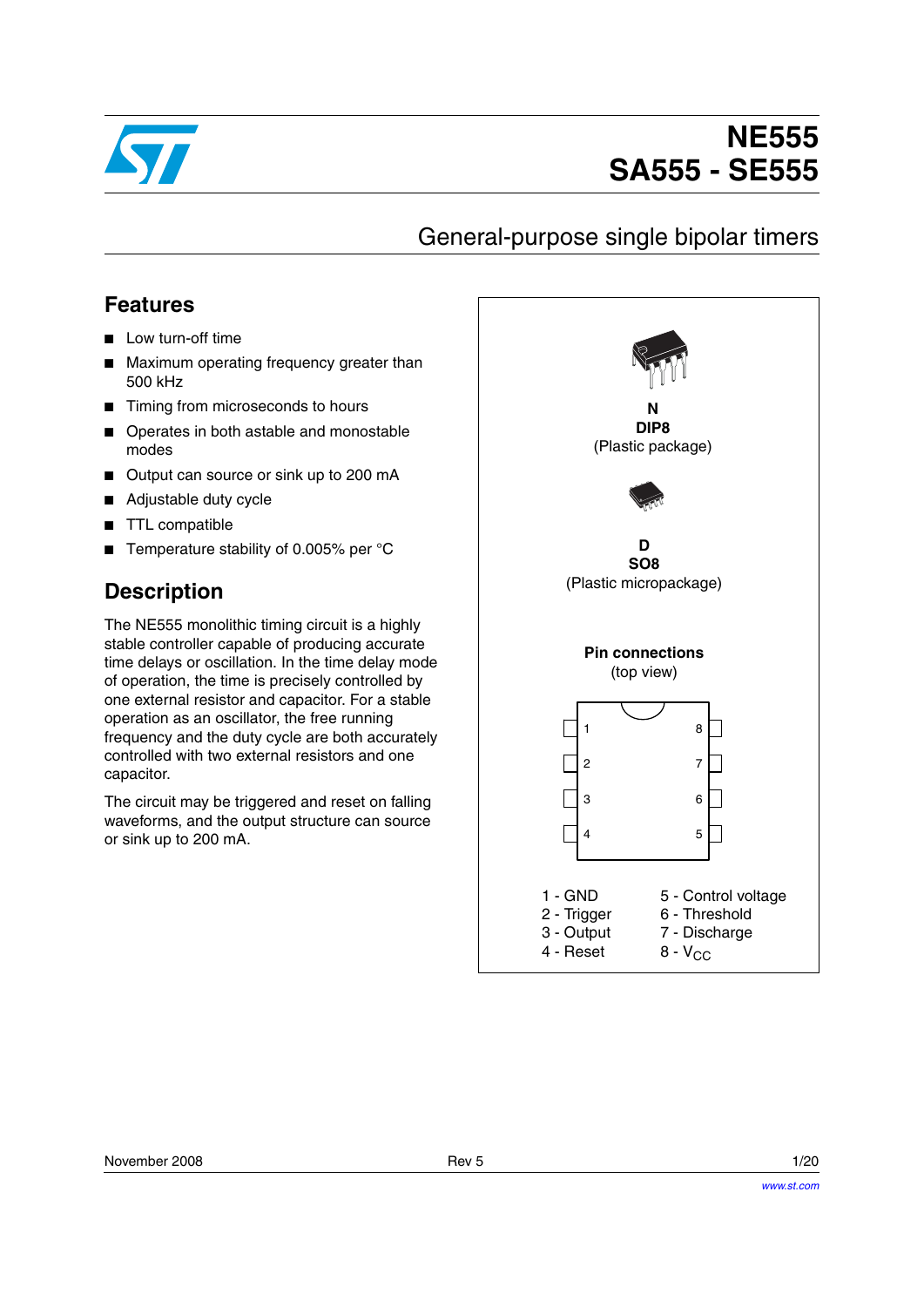# NE555
# SA555 - SE555

## General-purpose single bipolar timers

## Features

- Low turn-off time
- Maximum operating frequency greater than 500 kHz
- Timing from microseconds to hours
- Operates in both astable and monostable modes
- Output can source or sink up to 200 mA
- Adjustable duty cycle
- TTL compatible
- Temperature stability of 0.005% per °C

## Description

The NE555 monolithic timing circuit is a highly stable controller capable of producing accurate time delays or oscillation. In the time delay mode of operation, the time is precisely controlled by one external resistor and capacitor. For a stable operation as an oscillator, the free running frequency and the duty cycle are both accurately controlled with two external resistors and one capacitor.

The circuit may be triggered and reset on falling waveforms, and the output structure can source or sink up to 200 mA.

**N**
**DIP8**
(Plastic package)

**D**
**SO8**
(Plastic micropackage)

**Pin connections**
(top view)

1 - GND
2 - Trigger
3 - Output
4 - Reset
5 - Control voltage
6 - Threshold
7 - Discharge
8 - $V_{CC}$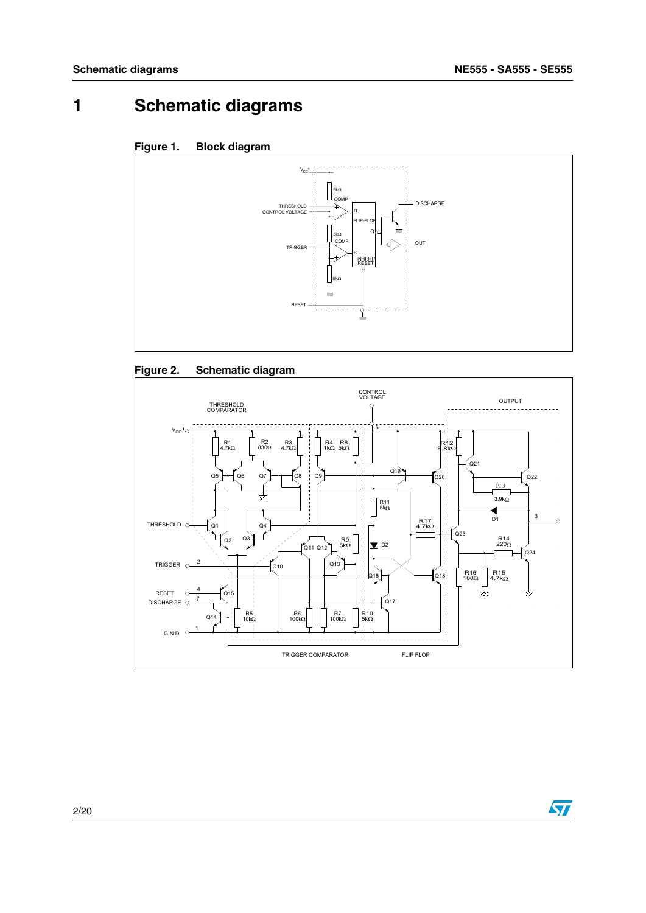# 1 Schematic diagrams

**Figure 1. Block diagram**

VCC+
5kΩ
COMP
THRESHOLD
CONTROL VOLTAGE
R
FLIP-FLOP
Q
DISCHARGE
5kΩ
COMP
TRIGGER
S
INHIBIT/RESET
OUT
5kΩ
RESET

**Figure 2. Schematic diagram**

THRESHOLD COMPARATOR
CONTROL VOLTAGE
OUTPUT
VCC
5
R1 4.7kΩ
R2 830Ω
R3 4.7kΩ
R4 1kΩ
R8 5kΩ
R12 6.8kΩ
Q21
Q5
Q6
Q7
Q8
Q9
Q19
Q20
Q22
R13 3.9kΩ
R11 5kΩ
D1
3
THRESHOLD
Q1
Q4
R17 4.7kΩ
Q23
Q2
Q3
Q11 Q12
R9 5kΩ
D2
R14 220Ω
Q24
TRIGGER
2
Q10
Q13
Q16
Q18
R16 100Ω
R15 4.7kΩ
RESET
4
Q15
DISCHARGE
7
Q17
Q14
R5 10kΩ
R6 100kΩ
R7 100kΩ
R10 5kΩ
GND
1
TRIGGER COMPARATOR
FLIP FLOP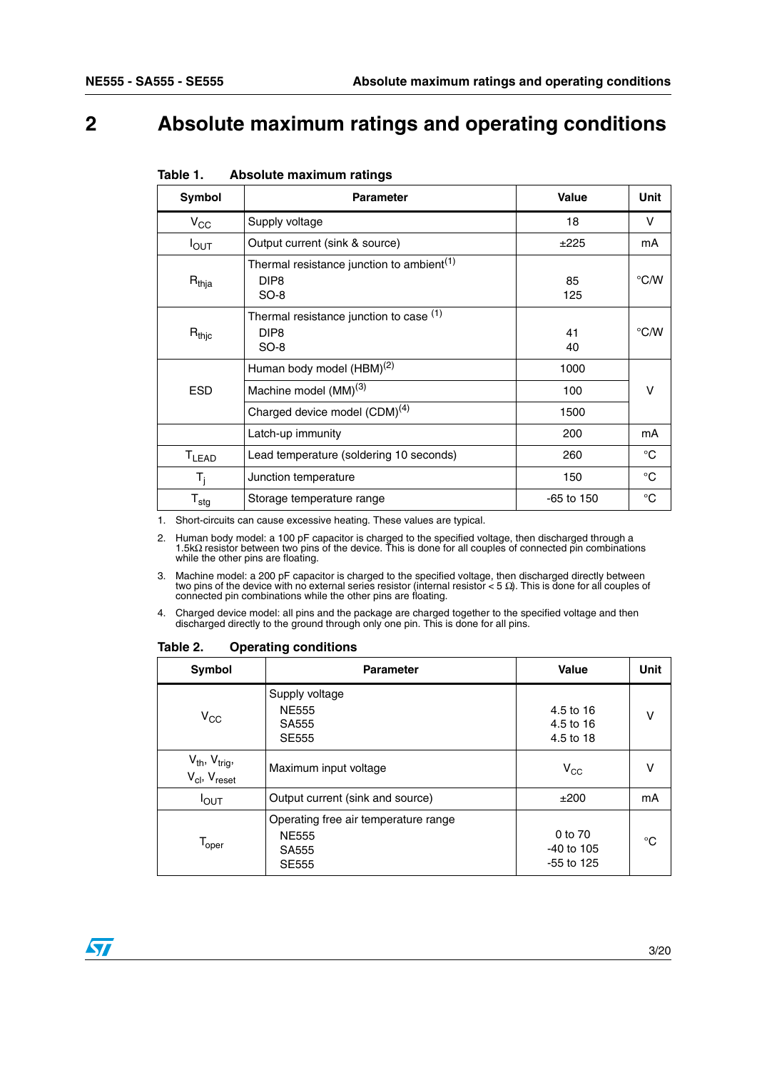# 2 Absolute maximum ratings and operating conditions

**Table 1. Absolute maximum ratings**

| Symbol | Parameter | Value | Unit |
|---|---|---|---|
| $V_{CC}$ | Supply voltage | 18 | V |
| $I_{OUT}$ | Output current (sink & source) | ±225 | mA |
| $R_{thja}$ | Thermal resistance junction to ambient[1]<br>DIP8<br>SO-8 | <br>85<br>125 | °C/W |
| $R_{thjc}$ | Thermal resistance junction to case [1]<br>DIP8<br>SO-8 | <br>41<br>40 | °C/W |
| ESD | Human body model (HBM)[2] | 1000 | V |
| | Machine model (MM)[3] | 100 | |
| | Charged device model (CDM)[4] | 1500 | |
| | Latch-up immunity | 200 | mA |
| $T_{LEAD}$ | Lead temperature (soldering 10 seconds) | 260 | °C |
| $T_j$ | Junction temperature | 150 | °C |
| $T_{stg}$ | Storage temperature range | -65 to 150 | °C |

1. Short-circuits can cause excessive heating. These values are typical.
2. Human body model: a 100 pF capacitor is charged to the specified voltage, then discharged through a 1.5kΩ resistor between two pins of the device. This is done for all couples of connected pin combinations while the other pins are floating.
3. Machine model: a 200 pF capacitor is charged to the specified voltage, then discharged directly between two pins of the device with no external series resistor (internal resistor < 5 Ω). This is done for all couples of connected pin combinations while the other pins are floating.
4. Charged device model: all pins and the package are charged together to the specified voltage and then discharged directly to the ground through only one pin. This is done for all pins.

**Table 2. Operating conditions**

| Symbol | Parameter | Value | Unit |
|---|---|---|---|
| $V_{CC}$ | Supply voltage<br>NE555<br>SA555<br>SE555 | <br>4.5 to 16<br>4.5 to 16<br>4.5 to 18 | V |
| $V_{th}$, $V_{trig}$, $V_{cl}$, $V_{reset}$ | Maximum input voltage | $V_{CC}$ | V |
| $I_{OUT}$ | Output current (sink and source) | ±200 | mA |
| $T_{oper}$ | Operating free air temperature range<br>NE555<br>SA555<br>SE555 | <br>0 to 70<br>-40 to 105<br>-55 to 125 | °C |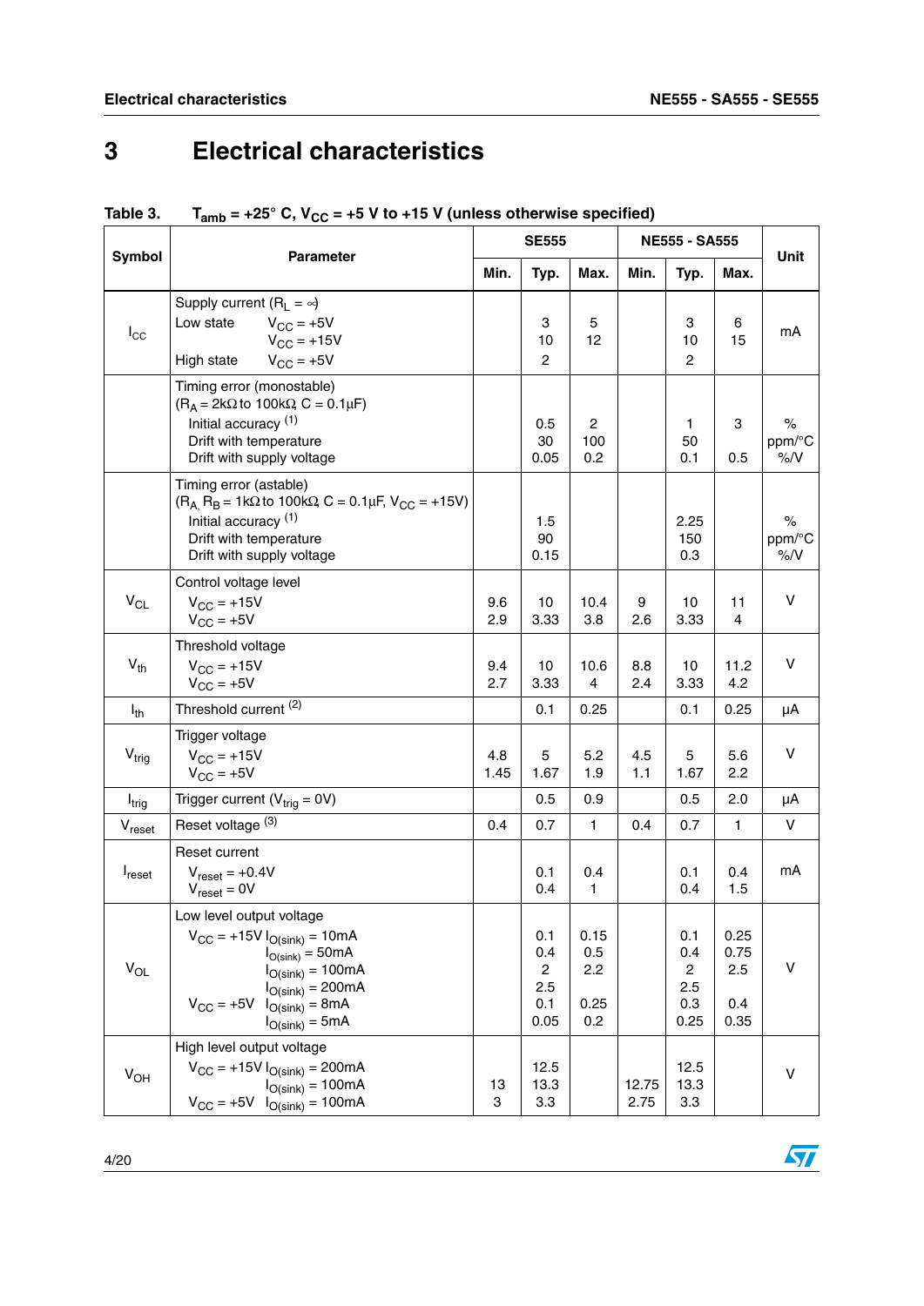# 3 Electrical characteristics

**Table 3.** $T_{amb}$ = +25° C, $V_{CC}$ = +5 V to +15 V (unless otherwise specified)

| Symbol | Parameter | SE555 | | | NE555 - SA555 | | | Unit |
|---|---|---|---|---|---|---|---|---|
| | | Min. | Typ. | Max. | Min. | Typ. | Max. | |
| $I_{CC}$ | Supply current ($R_L = \infty$)<br>Low state $V_{CC}$ = +5V<br>$V_{CC}$ = +15V<br>High state $V_{CC}$ = +5V | | 3<br>10<br>2 | 5<br>12 | | 3<br>10<br>2 | 6<br>15 | mA |
| | Timing error (monostable)<br>($R_A$ = 2kΩ to 100kΩ, C = 0.1µF)<br>Initial accuracy [(1)]<br>Drift with temperature<br>Drift with supply voltage | | 0.5<br>30<br>0.05 | 2<br>100<br>0.2 | | 1<br>50<br>0.1 | 3<br><br>0.5 | %<br>ppm/°C<br>%/V |
| | Timing error (astable)<br>($R_A$, $R_B$ = 1kΩ to 100kΩ, C = 0.1µF, $V_{CC}$ = +15V)<br>Initial accuracy [(1)]<br>Drift with temperature<br>Drift with supply voltage | | 1.5<br>90<br>0.15 | | | 2.25<br>150<br>0.3 | | %<br>ppm/°C<br>%/V |
| $V_{CL}$ | Control voltage level<br>$V_{CC}$ = +15V<br>$V_{CC}$ = +5V | 9.6<br>2.9 | 10<br>3.33 | 10.4<br>3.8 | 9<br>2.6 | 10<br>3.33 | 11<br>4 | V |
| $V_{th}$ | Threshold voltage<br>$V_{CC}$ = +15V<br>$V_{CC}$ = +5V | 9.4<br>2.7 | 10<br>3.33 | 10.6<br>4 | 8.8<br>2.4 | 10<br>3.33 | 11.2<br>4.2 | V |
| $I_{th}$ | Threshold current [(2)] | | 0.1 | 0.25 | | 0.1 | 0.25 | µA |
| $V_{trig}$ | Trigger voltage<br>$V_{CC}$ = +15V<br>$V_{CC}$ = +5V | 4.8<br>1.45 | 5<br>1.67 | 5.2<br>1.9 | 4.5<br>1.1 | 5<br>1.67 | 5.6<br>2.2 | V |
| $I_{trig}$ | Trigger current ($V_{trig}$ = 0V) | | 0.5 | 0.9 | | 0.5 | 2.0 | µA |
| $V_{reset}$ | Reset voltage [(3)] | 0.4 | 0.7 | 1 | 0.4 | 0.7 | 1 | V |
| $I_{reset}$ | Reset current<br>$V_{reset}$ = +0.4V<br>$V_{reset}$ = 0V | | 0.1<br>0.4 | 0.4<br>1 | | 0.1<br>0.4 | 0.4<br>1.5 | mA |
| $V_{OL}$ | Low level output voltage<br>$V_{CC}$ = +15V $I_{O(sink)}$ = 10mA<br>$I_{O(sink)}$ = 50mA<br>$I_{O(sink)}$ = 100mA<br>$I_{O(sink)}$ = 200mA<br>$V_{CC}$ = +5V $I_{O(sink)}$ = 8mA<br>$I_{O(sink)}$ = 5mA | | 0.1<br>0.4<br>2<br>2.5<br>0.1<br>0.05 | 0.15<br>0.5<br>2.2<br><br>0.25<br>0.2 | | 0.1<br>0.4<br>2<br>2.5<br>0.3<br>0.25 | 0.25<br>0.75<br>2.5<br><br>0.4<br>0.35 | V |
| $V_{OH}$ | High level output voltage<br>$V_{CC}$ = +15V $I_{O(sink)}$ = 200mA<br>$I_{O(sink)}$ = 100mA<br>$V_{CC}$ = +5V $I_{O(sink)}$ = 100mA | <br>13<br>3 | 12.5<br>13.3<br>3.3 | | <br>12.75<br>2.75 | 12.5<br>13.3<br>3.3 | | V |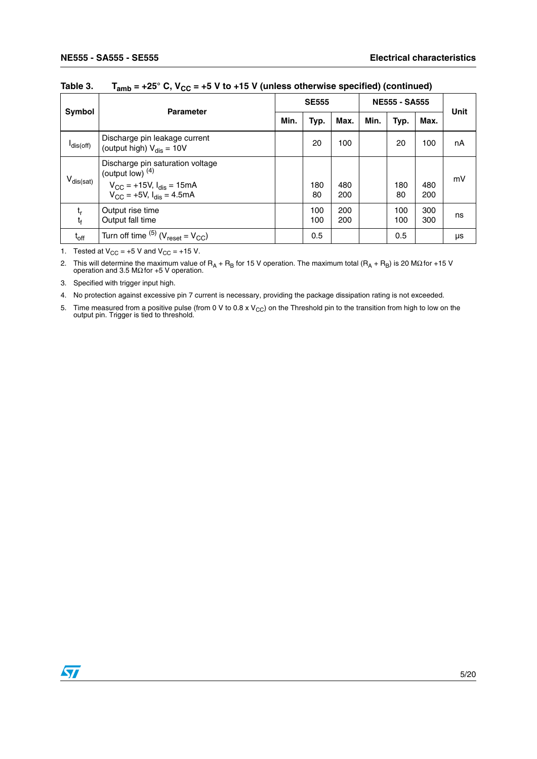Table 3. $T_{amb}$ = +25° C, $V_{CC}$ = +5 V to +15 V (unless otherwise specified) (continued)

| Symbol | Parameter | SE555 | | | NE555 - SA555 | | | Unit |
|---|---|---|---|---|---|---|---|---|
| | | Min. | Typ. | Max. | Min. | Typ. | Max. | |
| $I_{dis(off)}$ | Discharge pin leakage current (output high) $V_{dis}$ = 10V | | 20 | 100 | | 20 | 100 | nA |
| $V_{dis(sat)}$ | Discharge pin saturation voltage (output low) [4]<br>$V_{CC}$ = +15V, $I_{dis}$ = 15mA<br>$V_{CC}$ = +5V, $I_{dis}$ = 4.5mA | | <br><br>180<br>80 | <br><br>480<br>200 | | <br><br>180<br>80 | <br><br>480<br>200 | mV |
| $t_r$<br>$t_f$ | Output rise time<br>Output fall time | | 100<br>100 | 200<br>200 | | 100<br>100 | 300<br>300 | ns |
| $t_{off}$ | Turn off time [5] ($V_{reset}$ = $V_{CC}$) | | 0.5 | | | 0.5 | | µs |

1. Tested at $V_{CC}$ = +5 V and $V_{CC}$ = +15 V.
2. This will determine the maximum value of $R_A + R_B$ for 15 V operation. The maximum total ($R_A + R_B$) is 20 MΩ for +15 V operation and 3.5 MΩ for +5 V operation.
3. Specified with trigger input high.
4. No protection against excessive pin 7 current is necessary, providing the package dissipation rating is not exceeded.
5. Time measured from a positive pulse (from 0 V to 0.8 x $V_{CC}$) on the Threshold pin to the transition from high to low on the output pin. Trigger is tied to threshold.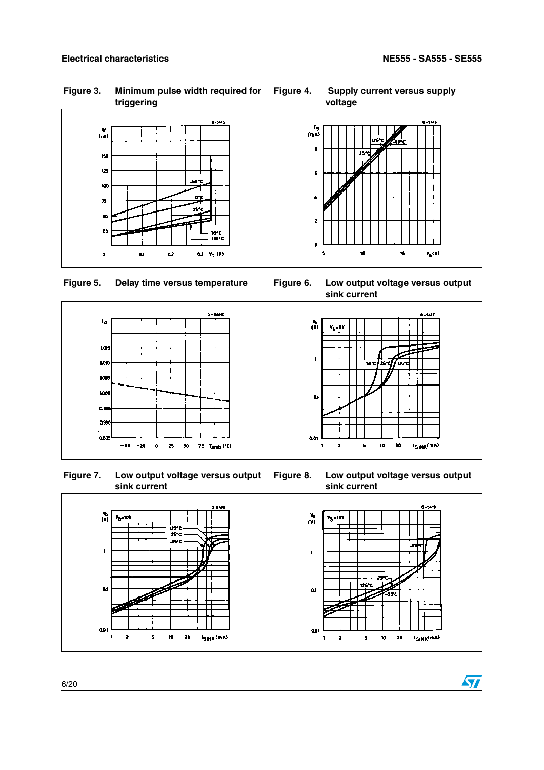**Figure 3. Minimum pulse width required for triggering**

W (ns)
150
125
100
75
50
25
0
0.1
0.2
0.3 $V_T$ (V)
-55°C
0°C
25°C
70°C
125°C

**Figure 4. Supply current versus supply voltage**

$I_S$ (mA)
8
6
4
2
0
5
10
15
$V_S$ (V)
125°C
-55°C
25°C

**Figure 5. Delay time versus temperature**

$t_d$
1.015
1.010
1.005
1.000
0.995
0.990
0.985
-50 -25 0 25 50 75 $T_{amb}$ (°C)

**Figure 6. Low output voltage versus output sink current**

$V_o$ (V)
$V_S$ = 5V
1
0.1
0.01
1 2 5 10 20 $I_{SINK}$ (mA)
-55°C
25°C
125°C

**Figure 7. Low output voltage versus output sink current**

$V_o$ (V)
$V_S$=10V
125°C
25°C
-55°C
1
0.1
0.01
1 2 5 10 20 $I_{SINK}$ (mA)

**Figure 8. Low output voltage versus output sink current**

$V_o$ (V)
$V_S$ = 15V
-55°C
25°C
125°C
-55°C
1
0.1
0.01
1 2 5 10 20 $I_{SINK}$ (mA)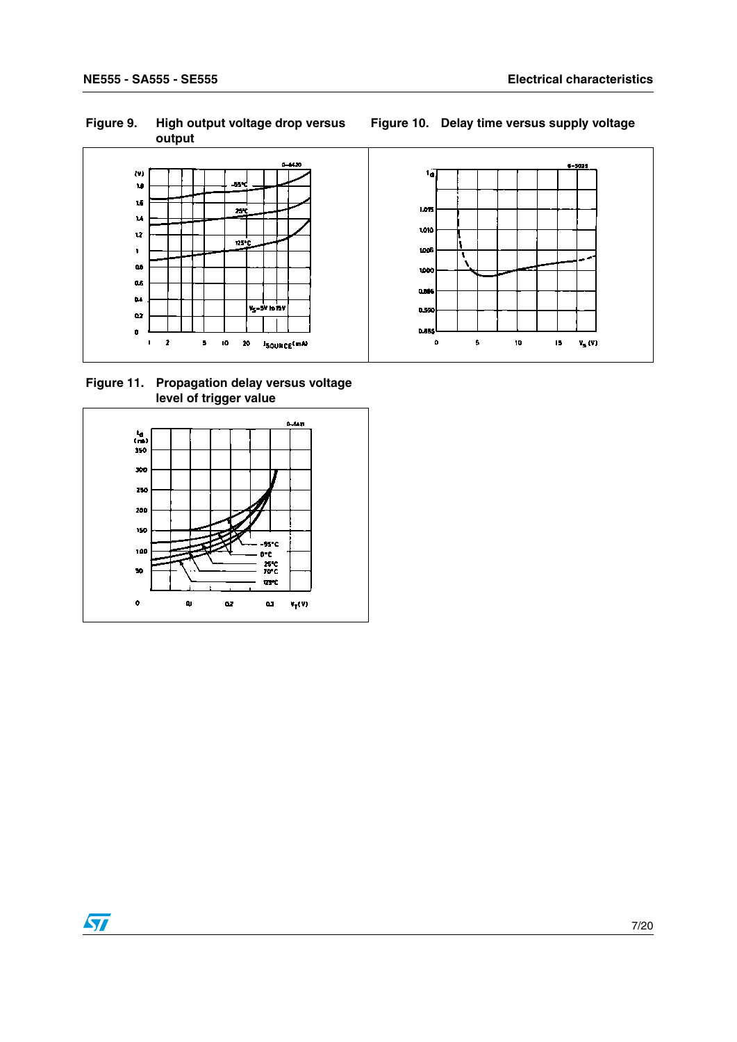**Figure 9. High output voltage drop versus output**

0–6420

(V)

1.8

1.6

1.4

1.2

1

0.8

0.6

0.4

0.2

0

1 2 5 10 20 $I_{SOURCE}$(mA)

-55°C

25°C

125°C

$V_S$=5V to 15V

**Figure 10. Delay time versus supply voltage**

6–5025

$t_d$

1.015

1.010

1.005

1.000

0.995

0.990

0.985

0 5 10 15 $V_S$ (V)

**Figure 11. Propagation delay versus voltage level of trigger value**

0–6421

$t_d$ (ns)

350

300

250

200

150

100

50

0

0.1 0.2 0.3 $V_T$(V)

-55°C

0°C

25°C

70°C

125°C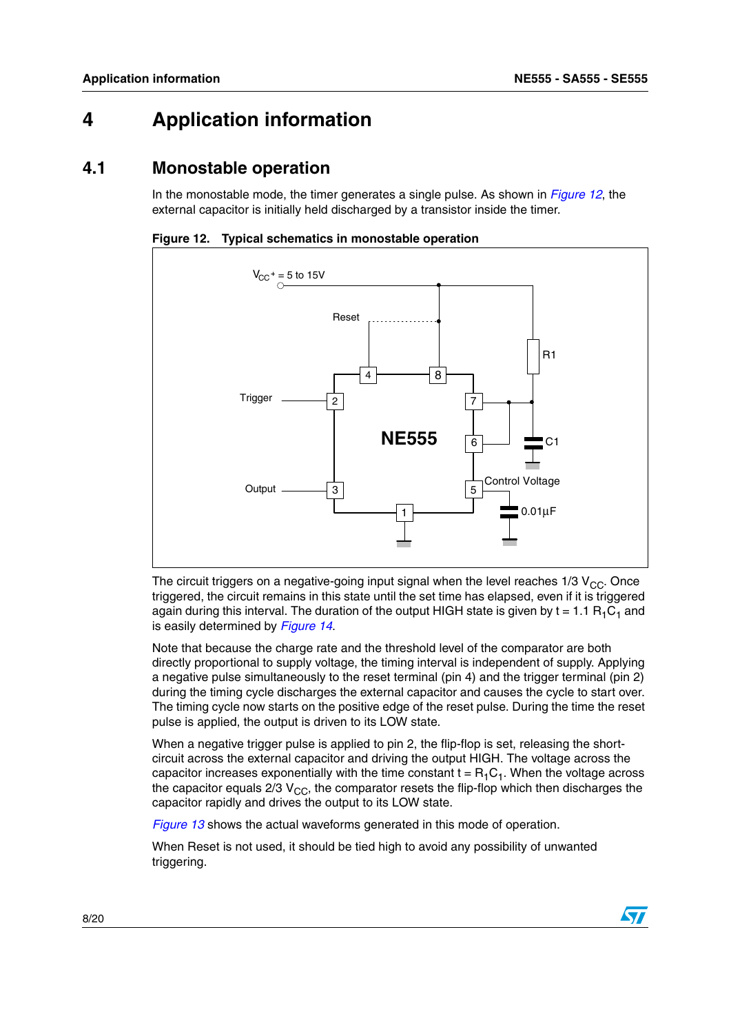# 4 Application information

## 4.1 Monostable operation

In the monostable mode, the timer generates a single pulse. As shown in *Figure 12*, the external capacitor is initially held discharged by a transistor inside the timer.

**Figure 12. Typical schematics in monostable operation**

$V_{CC}^+$ = 5 to 15V

Reset

Trigger

Output

NE555

R1

C1

Control Voltage

0.01µF

4
8
2
7
6
3
5
1

The circuit triggers on a negative-going input signal when the level reaches 1/3 $V_{CC}$. Once triggered, the circuit remains in this state until the set time has elapsed, even if it is triggered again during this interval. The duration of the output HIGH state is given by $t = 1.1\ R_1C_1$ and is easily determined by *Figure 14*.

Note that because the charge rate and the threshold level of the comparator are both directly proportional to supply voltage, the timing interval is independent of supply. Applying a negative pulse simultaneously to the reset terminal (pin 4) and the trigger terminal (pin 2) during the timing cycle discharges the external capacitor and causes the cycle to start over. The timing cycle now starts on the positive edge of the reset pulse. During the time the reset pulse is applied, the output is driven to its LOW state.

When a negative trigger pulse is applied to pin 2, the flip-flop is set, releasing the short-circuit across the external capacitor and driving the output HIGH. The voltage across the capacitor increases exponentially with the time constant $t = R_1C_1$. When the voltage across the capacitor equals 2/3 $V_{CC}$, the comparator resets the flip-flop which then discharges the capacitor rapidly and drives the output to its LOW state.

*Figure 13* shows the actual waveforms generated in this mode of operation.

When Reset is not used, it should be tied high to avoid any possibility of unwanted triggering.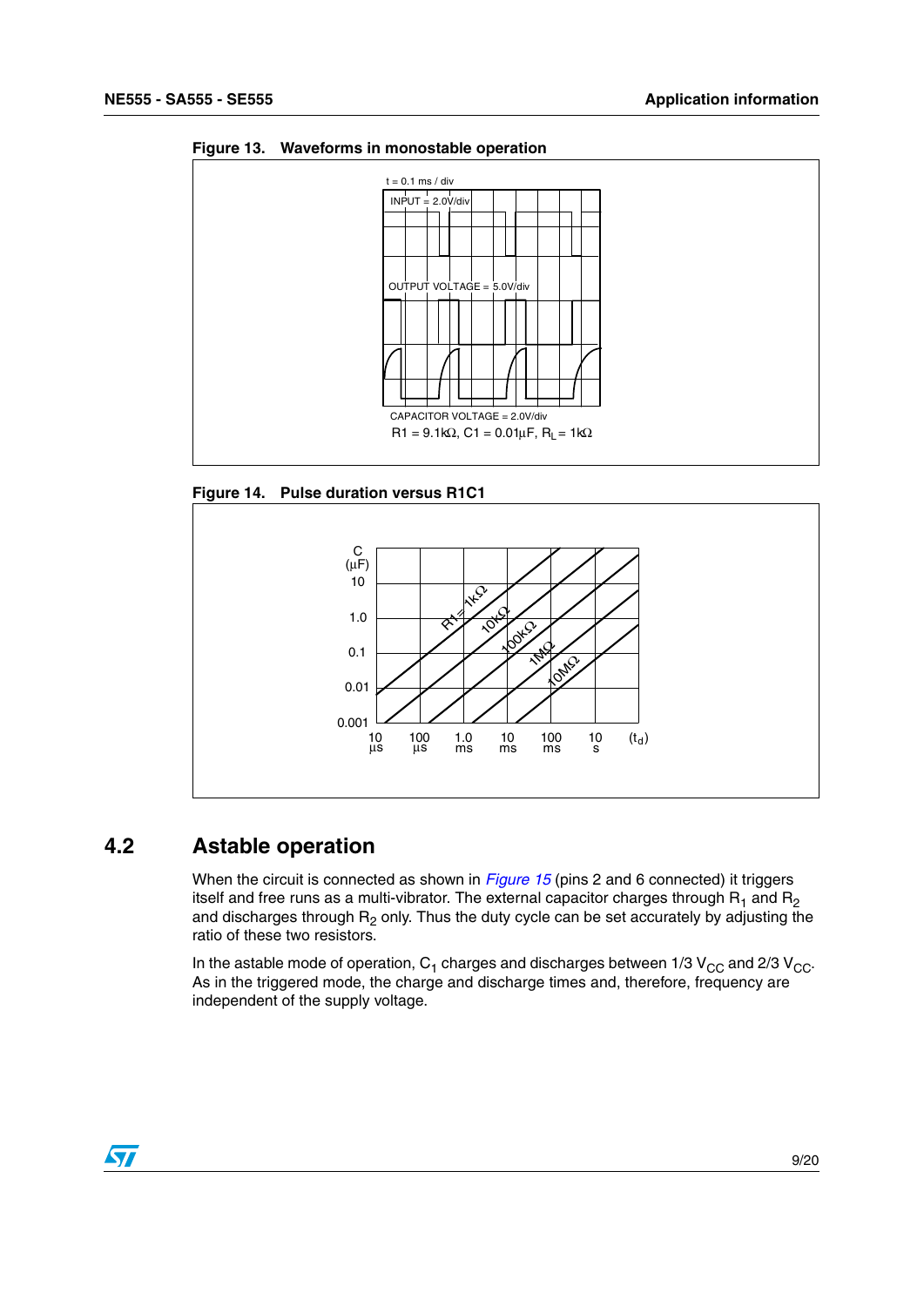**Figure 13. Waveforms in monostable operation**

t = 0.1 ms / div

INPUT = 2.0V/div

OUTPUT VOLTAGE = 5.0V/div

CAPACITOR VOLTAGE = 2.0V/div

R1 = 9.1kΩ, C1 = 0.01µF, $R_L$ = 1kΩ

**Figure 14. Pulse duration versus R1C1**

C (µF)

10

1.0

0.1

0.01

0.001

R1 = 1kΩ

10kΩ

100kΩ

1MΩ

10MΩ

10 µs

100 µs

1.0 ms

10 ms

100 ms

10 s

($t_d$)

## 4.2 Astable operation

When the circuit is connected as shown in *Figure 15* (pins 2 and 6 connected) it triggers itself and free runs as a multi-vibrator. The external capacitor charges through $R_1$ and $R_2$ and discharges through $R_2$ only. Thus the duty cycle can be set accurately by adjusting the ratio of these two resistors.

In the astable mode of operation, $C_1$ charges and discharges between 1/3 $V_{CC}$ and 2/3 $V_{CC}$. As in the triggered mode, the charge and discharge times and, therefore, frequency are independent of the supply voltage.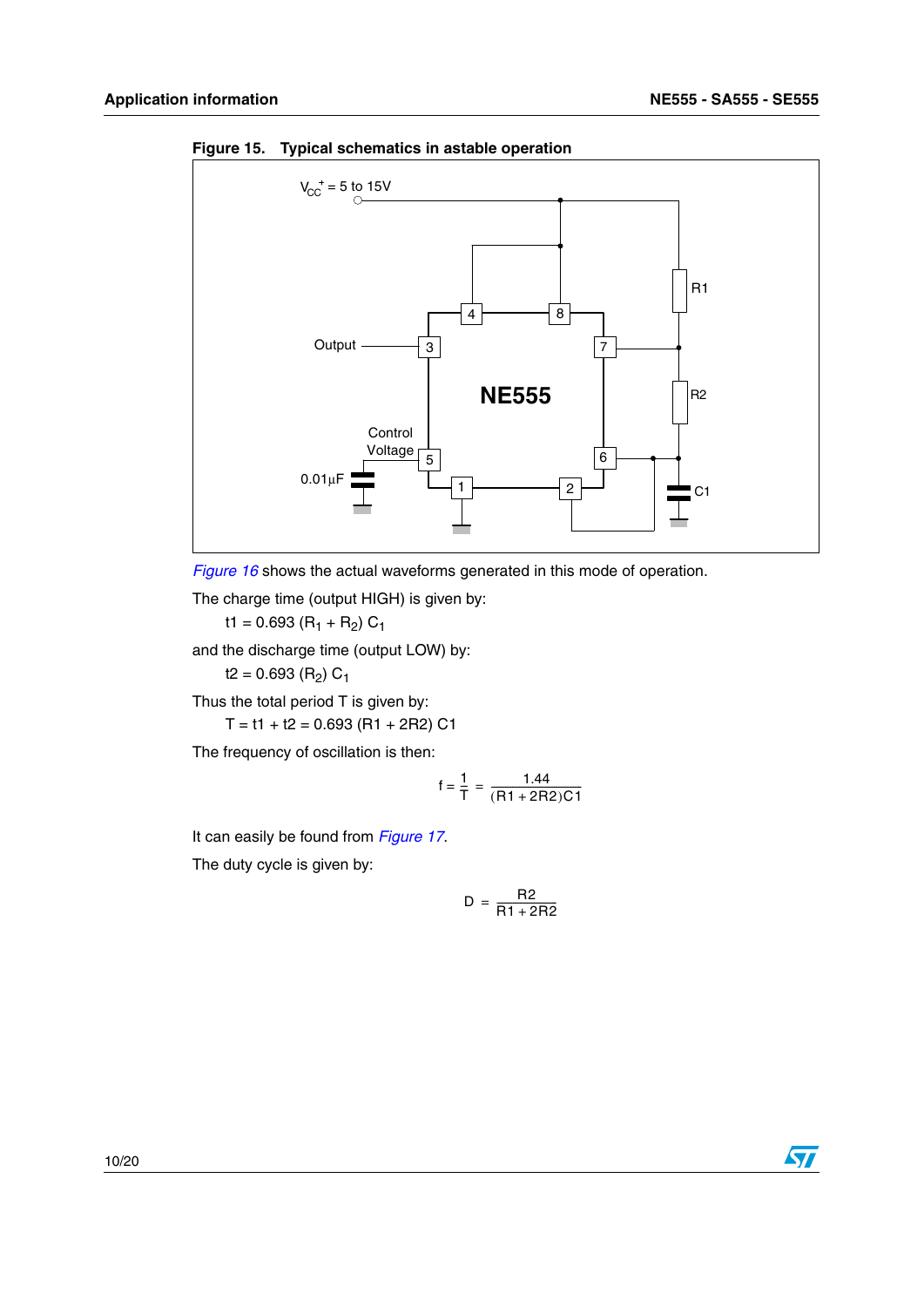**Figure 15. Typical schematics in astable operation**

$V_{CC}^{+}$ = 5 to 15V

R1

R2

C1

Output

NE555

Control Voltage

0.01µF

4 8 3 7 5 6 1 2

*Figure 16* shows the actual waveforms generated in this mode of operation.

The charge time (output HIGH) is given by:

$t1 = 0.693\ (R_1 + R_2)\ C_1$

and the discharge time (output LOW) by:

$t2 = 0.693\ (R_2)\ C_1$

Thus the total period T is given by:

$T = t1 + t2 = 0.693\ (R1 + 2R2)\ C1$

The frequency of oscillation is then:

$$f = \frac{1}{T} = \frac{1.44}{(R1 + 2R2)C1}$$

It can easily be found from *Figure 17*.

The duty cycle is given by:

$$D = \frac{R2}{R1 + 2R2}$$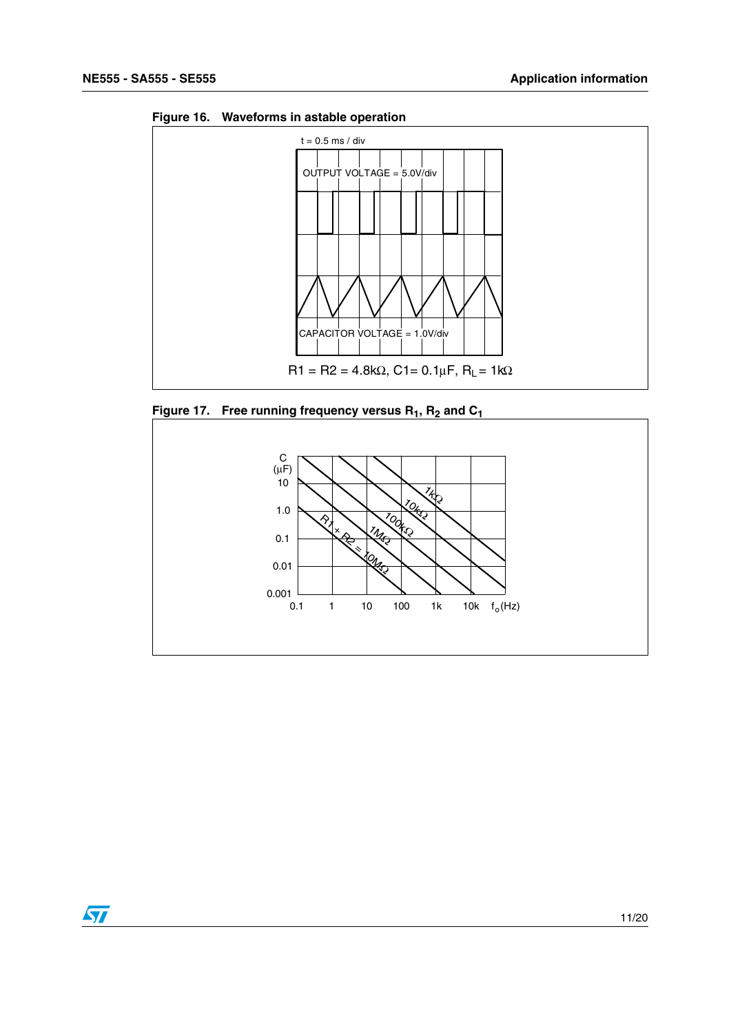Figure 16. Waveforms in astable operation

t = 0.5 ms / div

OUTPUT VOLTAGE = 5.0V/div

CAPACITOR VOLTAGE = 1.0V/div

R1 = R2 = 4.8kΩ, C1= 0.1µF, $R_L$ = 1kΩ

Figure 17. Free running frequency versus $R_1$, $R_2$ and $C_1$

C (µF)

10

1.0

0.1

0.01

0.001

0.1

1

10

100

1k

10k

$f_o$(Hz)

1kΩ

10kΩ

100kΩ

1MΩ

R1 + R2 = 10MΩ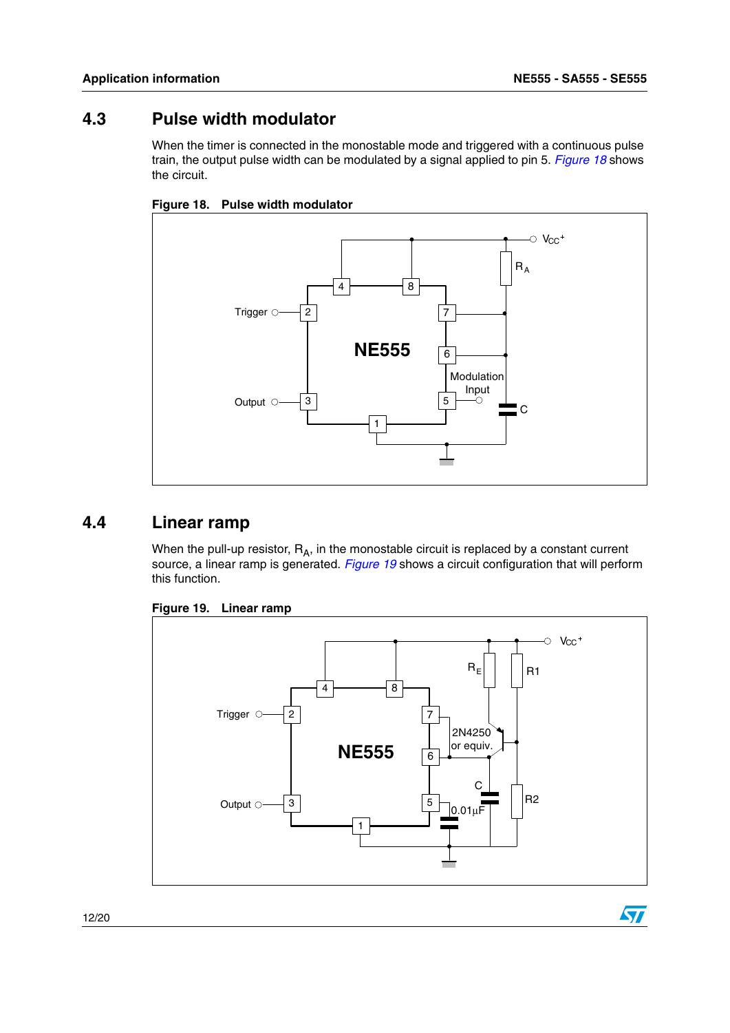## 4.3 Pulse width modulator

When the timer is connected in the monostable mode and triggered with a continuous pulse train, the output pulse width can be modulated by a signal applied to pin 5. *Figure 18* shows the circuit.

**Figure 18. Pulse width modulator**

$V_{CC}^+$

$R_A$

Trigger

Output

NE555

4
8
2
7
6
3
5
1

Modulation Input

C

## 4.4 Linear ramp

When the pull-up resistor, $R_A$, in the monostable circuit is replaced by a constant current source, a linear ramp is generated. *Figure 19* shows a circuit configuration that will perform this function.

**Figure 19. Linear ramp**

$V_{CC}^+$

$R_E$

R1

Trigger

Output

NE555

4
8
2
7
6
3
5
1

2N4250 or equiv.

C

R2

0.01µF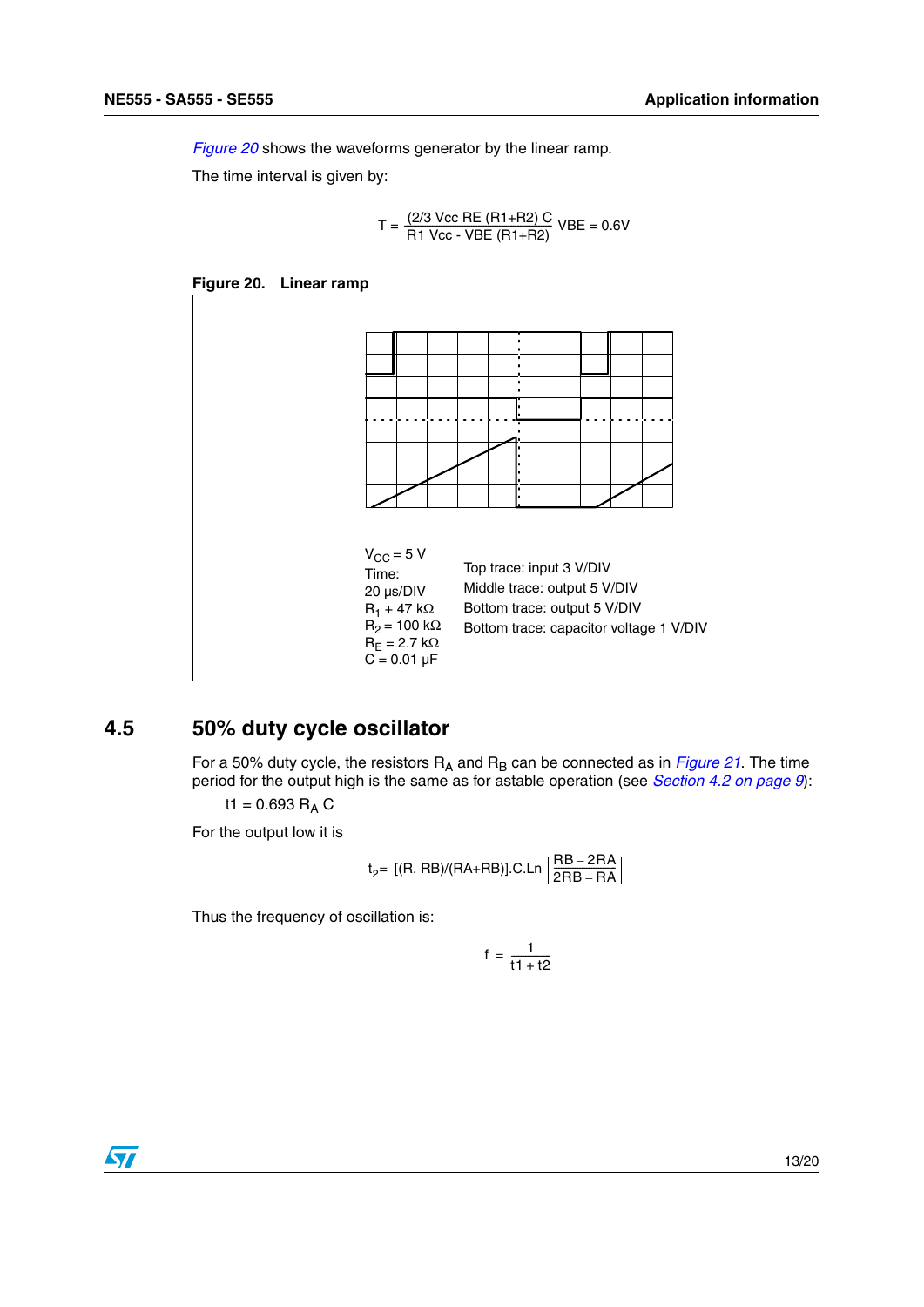*Figure 20* shows the waveforms generator by the linear ramp.

The time interval is given by:

$$T = \frac{(2/3\ Vcc\ RE\ (R1+R2)\ C}{R1\ Vcc - VBE\ (R1+R2)}\ VBE = 0.6V$$

**Figure 20. Linear ramp**

$V_{CC}$ = 5 V
Time:
20 µs/DIV
$R_1$ + 47 kΩ
$R_2$ = 100 kΩ
$R_E$ = 2.7 kΩ
C = 0.01 µF

Top trace: input 3 V/DIV
Middle trace: output 5 V/DIV
Bottom trace: output 5 V/DIV
Bottom trace: capacitor voltage 1 V/DIV

## 4.5 50% duty cycle oscillator

For a 50% duty cycle, the resistors $R_A$ and $R_B$ can be connected as in *Figure 21*. The time period for the output high is the same as for astable operation (see *Section 4.2 on page 9*):

$t1 = 0.693\ R_A\ C$

For the output low it is

$$t_2 = [(R.\ RB)/(RA+RB)].C.Ln\left[\frac{RB-2RA}{2RB-RA}\right]$$

Thus the frequency of oscillation is:

$$f = \frac{1}{t1 + t2}$$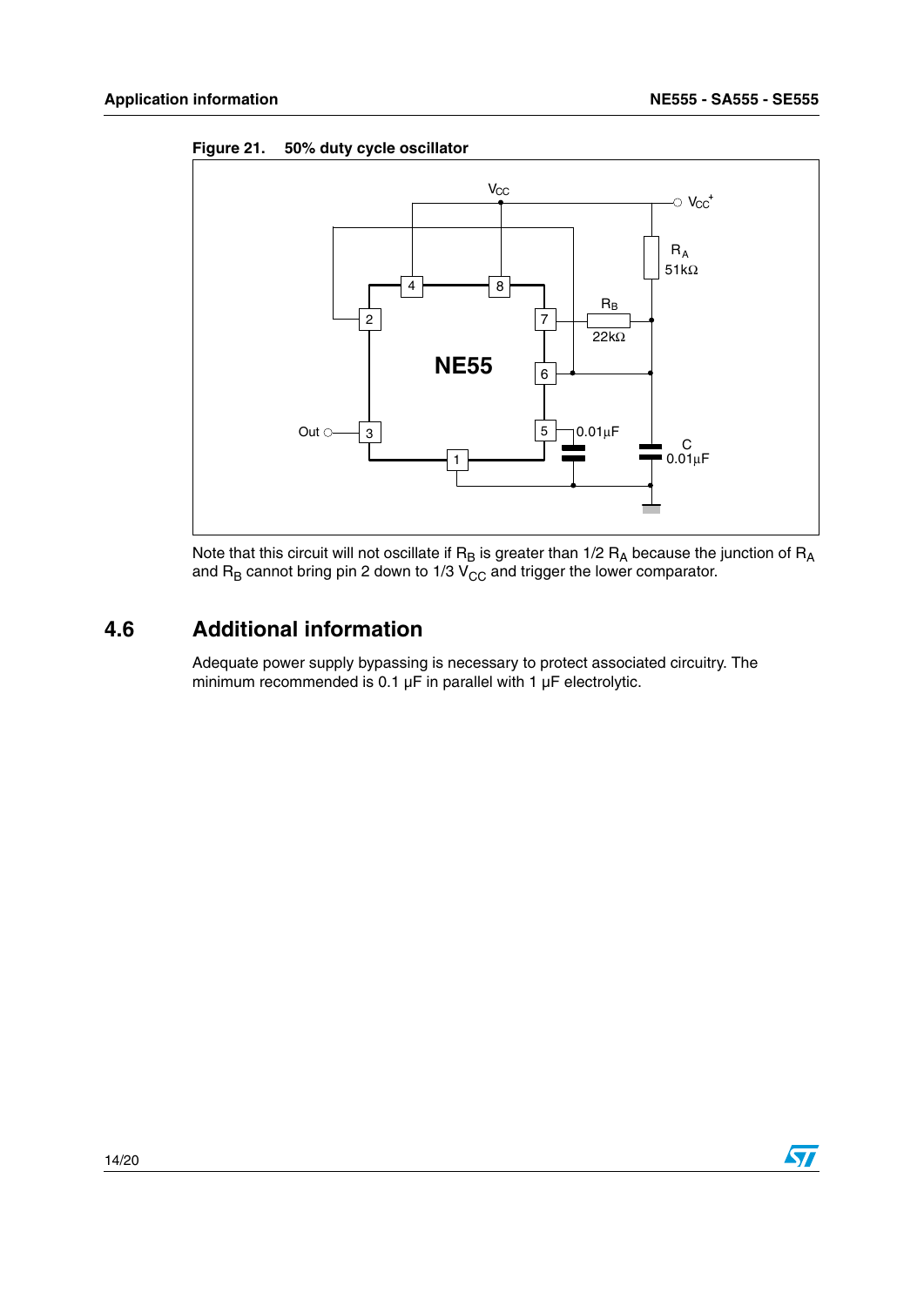**Figure 21. 50% duty cycle oscillator**

$V_{CC}$

$V_{CC}^+$

$R_A$
51kΩ

$R_B$
22kΩ

NE55

Out

0.01µF

C
0.01µF

4 8 2 7 6 3 5 1

Note that this circuit will not oscillate if $R_B$ is greater than 1/2 $R_A$ because the junction of $R_A$ and $R_B$ cannot bring pin 2 down to 1/3 $V_{CC}$ and trigger the lower comparator.

## 4.6 Additional information

Adequate power supply bypassing is necessary to protect associated circuitry. The minimum recommended is 0.1 µF in parallel with 1 µF electrolytic.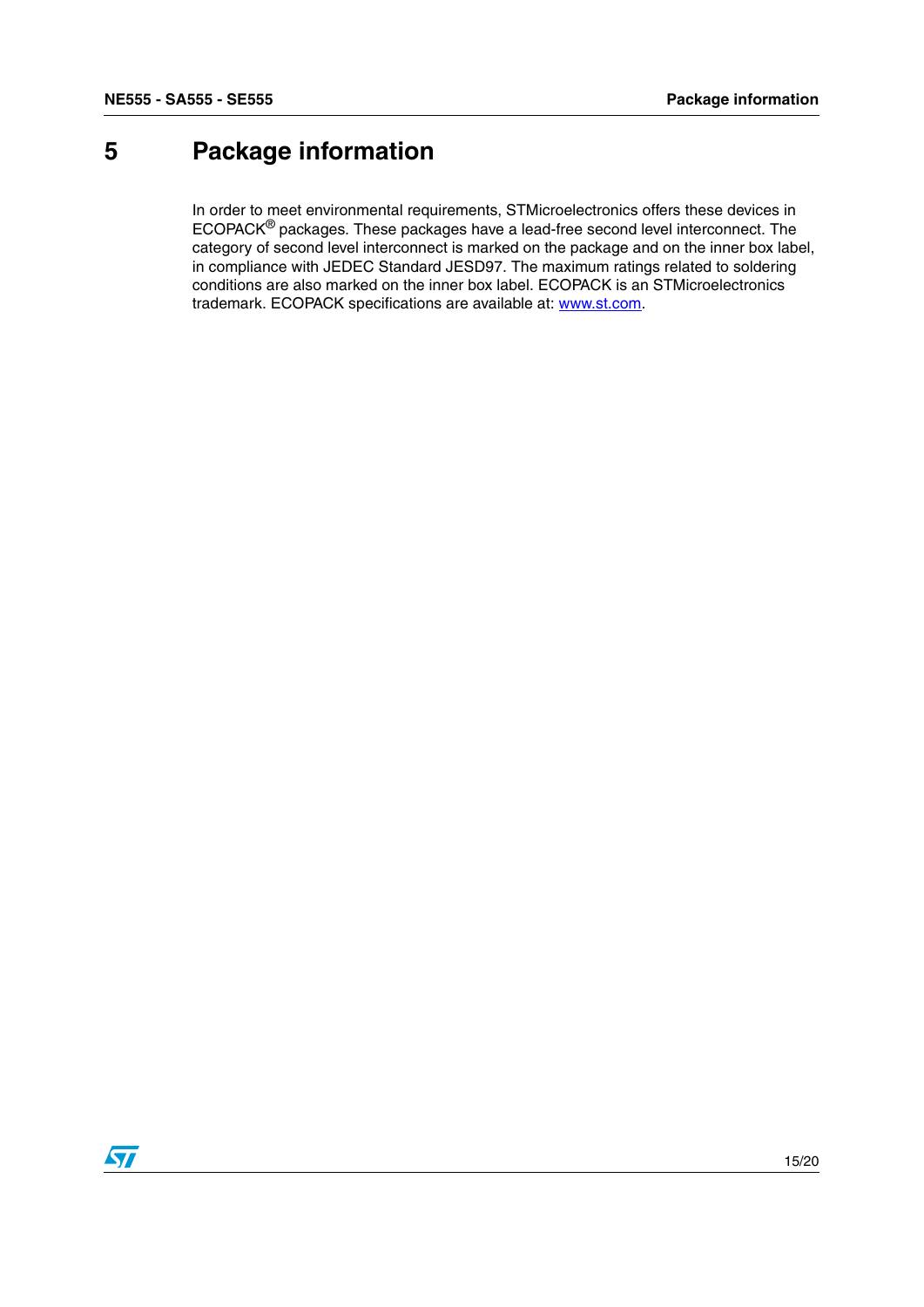# 5 Package information

In order to meet environmental requirements, STMicroelectronics offers these devices in ECOPACK® packages. These packages have a lead-free second level interconnect. The category of second level interconnect is marked on the package and on the inner box label, in compliance with JEDEC Standard JESD97. The maximum ratings related to soldering conditions are also marked on the inner box label. ECOPACK is an STMicroelectronics trademark. ECOPACK specifications are available at: www.st.com.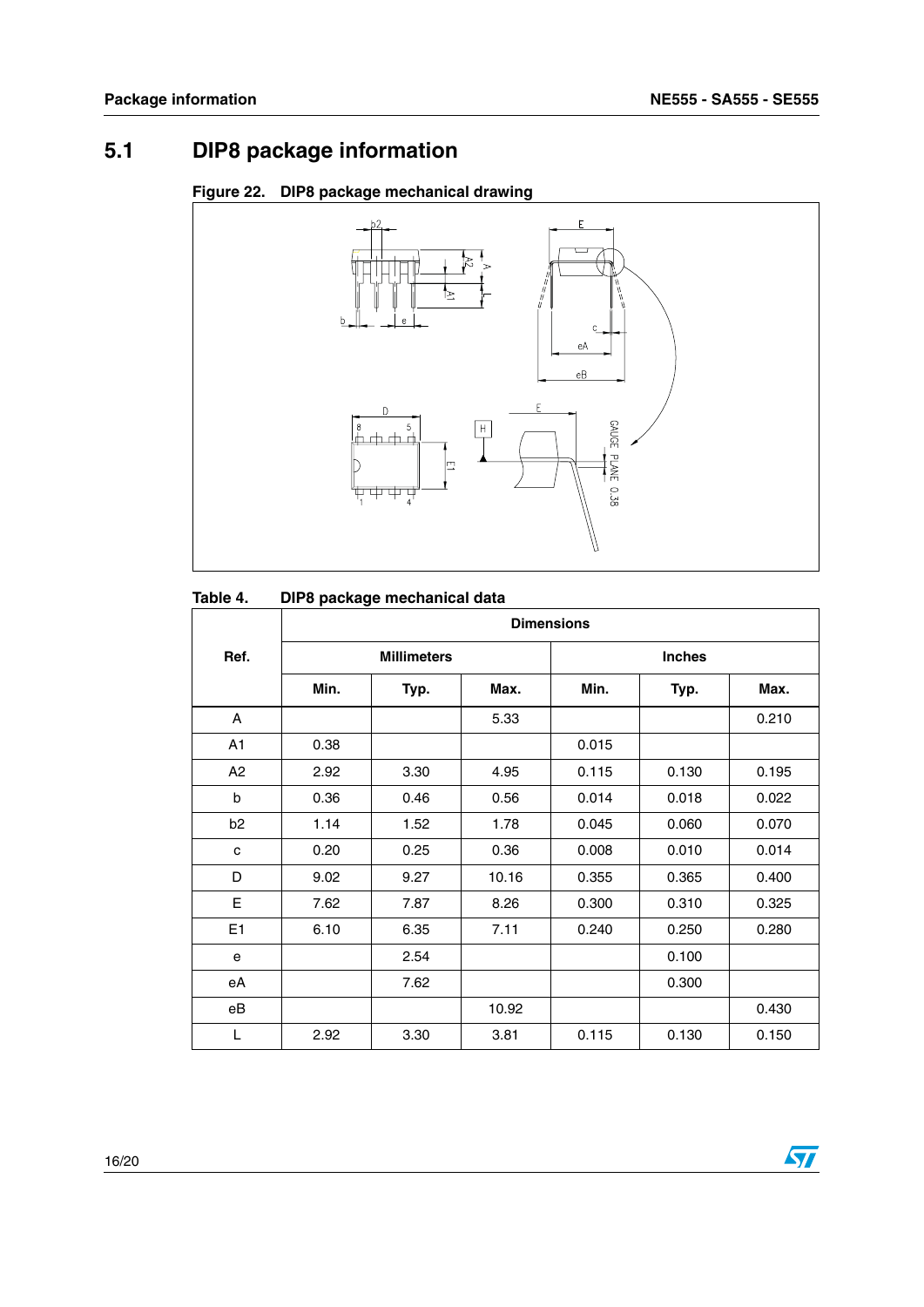## 5.1 DIP8 package information

**Figure 22. DIP8 package mechanical drawing**

b2
A2
A
A1
L
b
e
E
c
eA
eB
D
8
5
1
4
E1
H
E
GAUGE PLANE 0.38

**Table 4. DIP8 package mechanical data**

| Ref. | Dimensions | | | | | |
|---|---|---|---|---|---|---|
| | Millimeters | | | Inches | | |
| | Min. | Typ. | Max. | Min. | Typ. | Max. |
| A | | | 5.33 | | | 0.210 |
| A1 | 0.38 | | | 0.015 | | |
| A2 | 2.92 | 3.30 | 4.95 | 0.115 | 0.130 | 0.195 |
| b | 0.36 | 0.46 | 0.56 | 0.014 | 0.018 | 0.022 |
| b2 | 1.14 | 1.52 | 1.78 | 0.045 | 0.060 | 0.070 |
| c | 0.20 | 0.25 | 0.36 | 0.008 | 0.010 | 0.014 |
| D | 9.02 | 9.27 | 10.16 | 0.355 | 0.365 | 0.400 |
| E | 7.62 | 7.87 | 8.26 | 0.300 | 0.310 | 0.325 |
| E1 | 6.10 | 6.35 | 7.11 | 0.240 | 0.250 | 0.280 |
| e | | 2.54 | | | 0.100 | |
| eA | | 7.62 | | | 0.300 | |
| eB | | | 10.92 | | | 0.430 |
| L | 2.92 | 3.30 | 3.81 | 0.115 | 0.130 | 0.150 |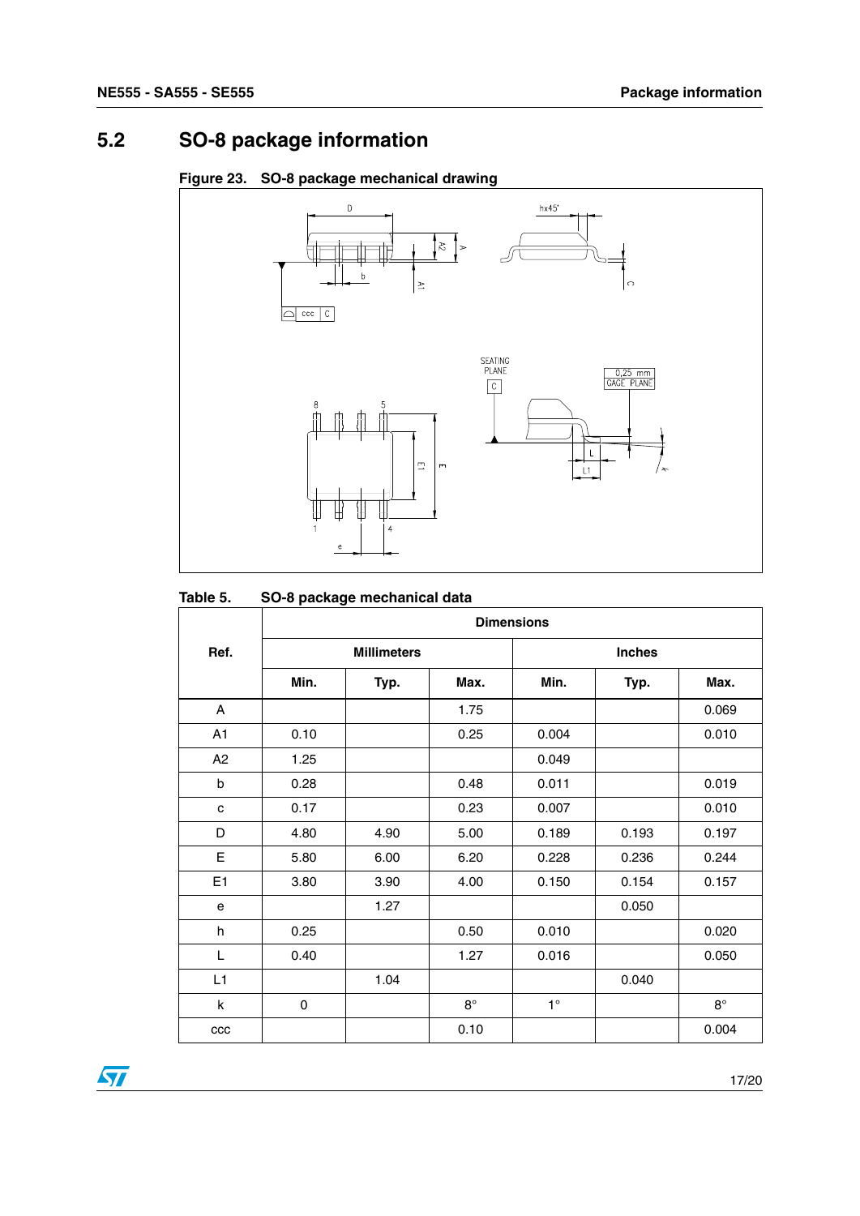## 5.2 SO-8 package information

**Figure 23. SO-8 package mechanical drawing**

D
hx45°
A2
A
A1
b
c
ccc C
SEATING PLANE
C
0,25 mm GAGE PLANE
8
5
E1
E
1
4
e
L
L1
k

**Table 5. SO-8 package mechanical data**

| Ref. | Dimensions | | | | | |
|---|---|---|---|---|---|---|
| | Millimeters | | | Inches | | |
| | Min. | Typ. | Max. | Min. | Typ. | Max. |
| A | | | 1.75 | | | 0.069 |
| A1 | 0.10 | | 0.25 | 0.004 | | 0.010 |
| A2 | 1.25 | | | 0.049 | | |
| b | 0.28 | | 0.48 | 0.011 | | 0.019 |
| c | 0.17 | | 0.23 | 0.007 | | 0.010 |
| D | 4.80 | 4.90 | 5.00 | 0.189 | 0.193 | 0.197 |
| E | 5.80 | 6.00 | 6.20 | 0.228 | 0.236 | 0.244 |
| E1 | 3.80 | 3.90 | 4.00 | 0.150 | 0.154 | 0.157 |
| e | | 1.27 | | | 0.050 | |
| h | 0.25 | | 0.50 | 0.010 | | 0.020 |
| L | 0.40 | | 1.27 | 0.016 | | 0.050 |
| L1 | | 1.04 | | | 0.040 | |
| k | 0 | | 8° | 1° | | 8° |
| ccc | | | 0.10 | | | 0.004 |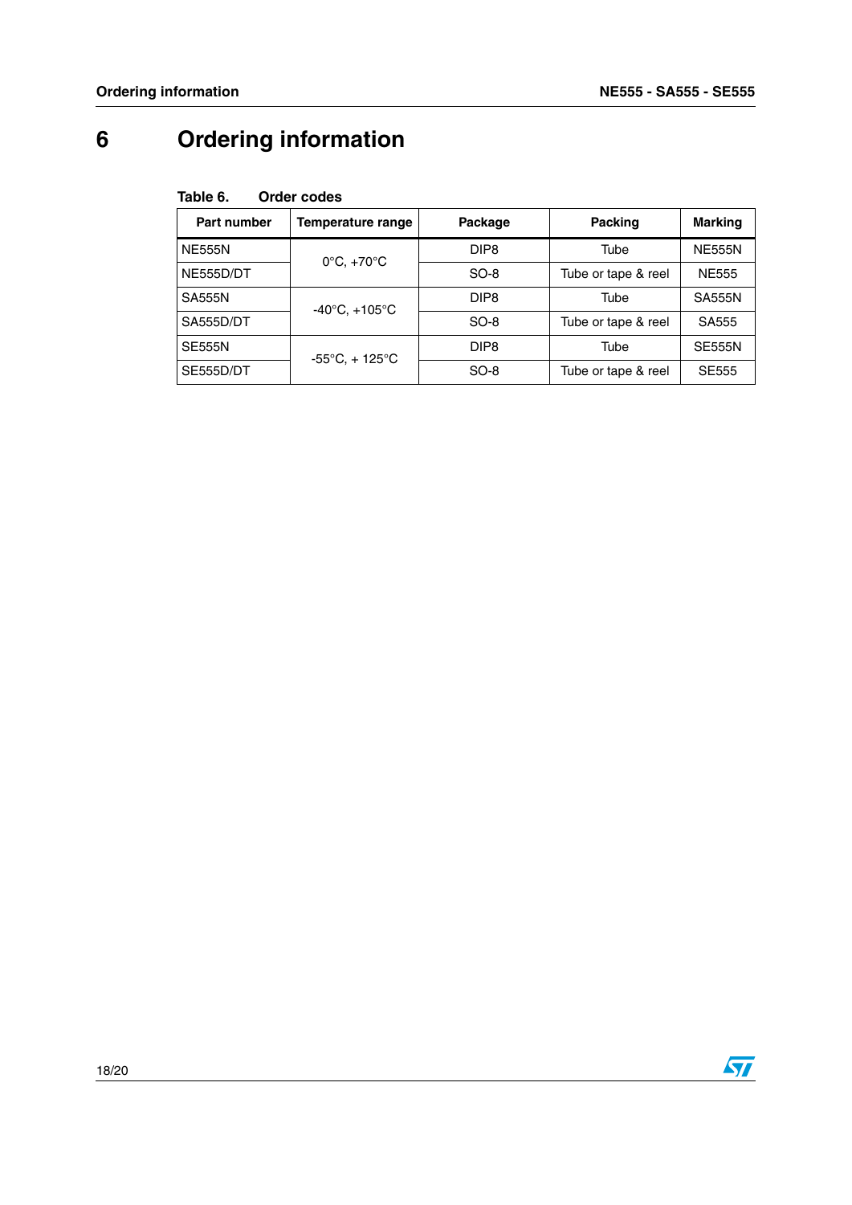# 6 Ordering information

**Table 6. Order codes**

| Part number | Temperature range | Package | Packing | Marking |
|---|---|---|---|---|
| NE555N | 0°C, +70°C | DIP8 | Tube | NE555N |
| NE555D/DT | | SO-8 | Tube or tape & reel | NE555 |
| SA555N | -40°C, +105°C | DIP8 | Tube | SA555N |
| SA555D/DT | | SO-8 | Tube or tape & reel | SA555 |
| SE555N | -55°C, + 125°C | DIP8 | Tube | SE555N |
| SE555D/DT | | SO-8 | Tube or tape & reel | SE555 |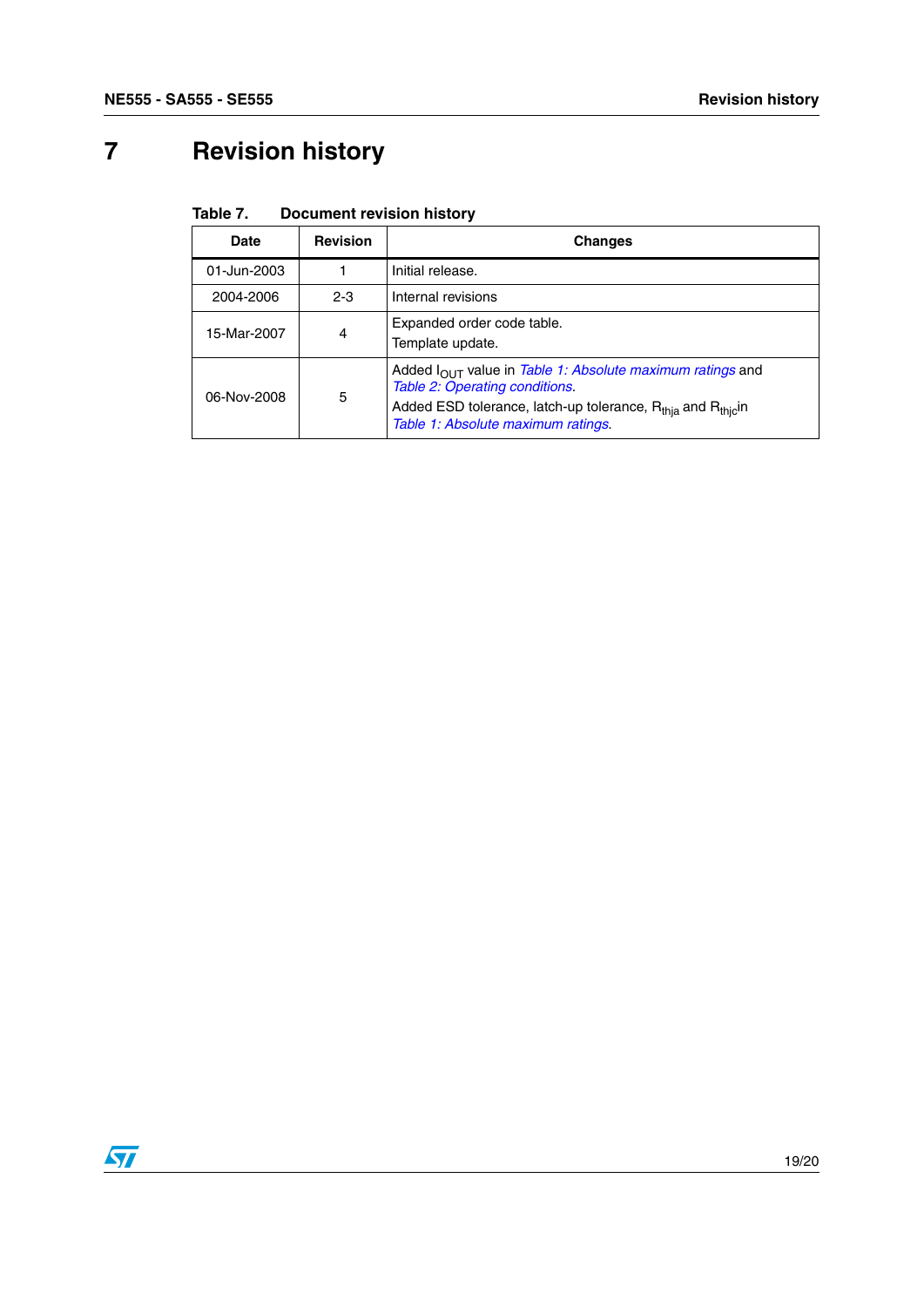# 7 Revision history

**Table 7. Document revision history**

| Date | Revision | Changes |
|---|---|---|
| 01-Jun-2003 | 1 | Initial release. |
| 2004-2006 | 2-3 | Internal revisions |
| 15-Mar-2007 | 4 | Expanded order code table.<br>Template update. |
| 06-Nov-2008 | 5 | Added $I_{OUT}$ value in *Table 1: Absolute maximum ratings* and *Table 2: Operating conditions*.<br>Added ESD tolerance, latch-up tolerance, $R_{thja}$ and $R_{thjc}$ in *Table 1: Absolute maximum ratings*. |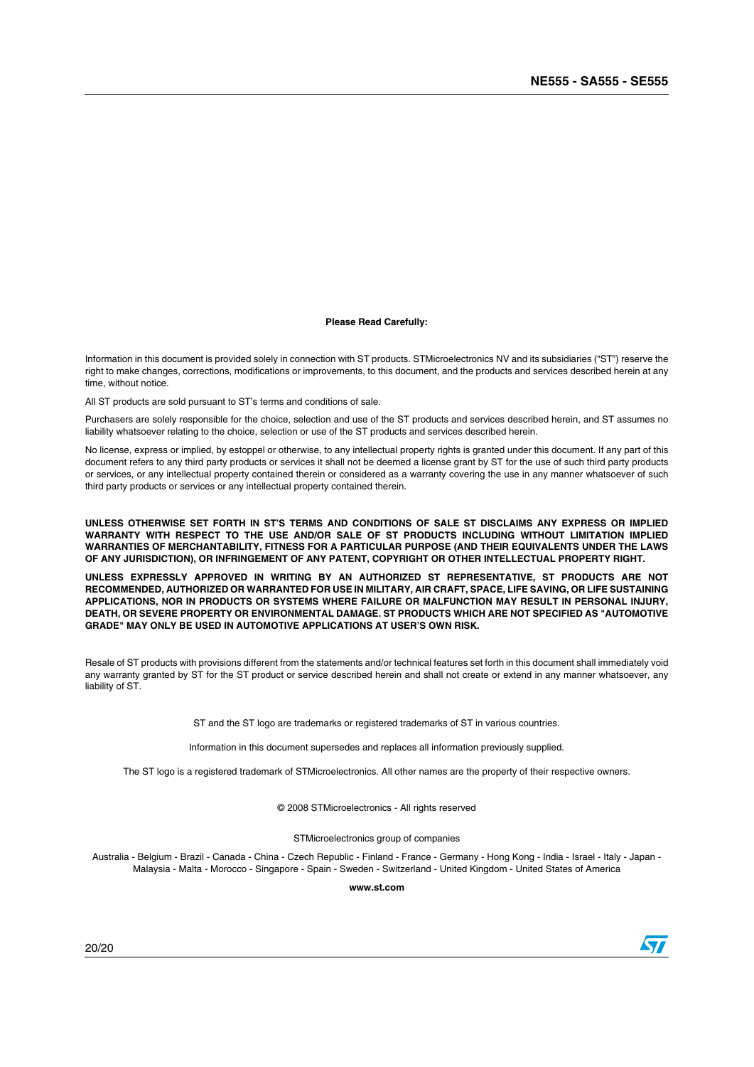**Please Read Carefully:**

Information in this document is provided solely in connection with ST products. STMicroelectronics NV and its subsidiaries ("ST") reserve the right to make changes, corrections, modifications or improvements, to this document, and the products and services described herein at any time, without notice.

All ST products are sold pursuant to ST's terms and conditions of sale.

Purchasers are solely responsible for the choice, selection and use of the ST products and services described herein, and ST assumes no liability whatsoever relating to the choice, selection or use of the ST products and services described herein.

No license, express or implied, by estoppel or otherwise, to any intellectual property rights is granted under this document. If any part of this document refers to any third party products or services it shall not be deemed a license grant by ST for the use of such third party products or services, or any intellectual property contained therein or considered as a warranty covering the use in any manner whatsoever of such third party products or services or any intellectual property contained therein.

**UNLESS OTHERWISE SET FORTH IN ST'S TERMS AND CONDITIONS OF SALE ST DISCLAIMS ANY EXPRESS OR IMPLIED WARRANTY WITH RESPECT TO THE USE AND/OR SALE OF ST PRODUCTS INCLUDING WITHOUT LIMITATION IMPLIED WARRANTIES OF MERCHANTABILITY, FITNESS FOR A PARTICULAR PURPOSE (AND THEIR EQUIVALENTS UNDER THE LAWS OF ANY JURISDICTION), OR INFRINGEMENT OF ANY PATENT, COPYRIGHT OR OTHER INTELLECTUAL PROPERTY RIGHT.**

**UNLESS EXPRESSLY APPROVED IN WRITING BY AN AUTHORIZED ST REPRESENTATIVE, ST PRODUCTS ARE NOT RECOMMENDED, AUTHORIZED OR WARRANTED FOR USE IN MILITARY, AIR CRAFT, SPACE, LIFE SAVING, OR LIFE SUSTAINING APPLICATIONS, NOR IN PRODUCTS OR SYSTEMS WHERE FAILURE OR MALFUNCTION MAY RESULT IN PERSONAL INJURY, DEATH, OR SEVERE PROPERTY OR ENVIRONMENTAL DAMAGE. ST PRODUCTS WHICH ARE NOT SPECIFIED AS "AUTOMOTIVE GRADE" MAY ONLY BE USED IN AUTOMOTIVE APPLICATIONS AT USER'S OWN RISK.**

Resale of ST products with provisions different from the statements and/or technical features set forth in this document shall immediately void any warranty granted by ST for the ST product or service described herein and shall not create or extend in any manner whatsoever, any liability of ST.

ST and the ST logo are trademarks or registered trademarks of ST in various countries.

Information in this document supersedes and replaces all information previously supplied.

The ST logo is a registered trademark of STMicroelectronics. All other names are the property of their respective owners.

© 2008 STMicroelectronics - All rights reserved

STMicroelectronics group of companies

Australia - Belgium - Brazil - Canada - China - Czech Republic - Finland - France - Germany - Hong Kong - India - Israel - Italy - Japan - Malaysia - Malta - Morocco - Singapore - Spain - Sweden - Switzerland - United Kingdom - United States of America

**www.st.com**